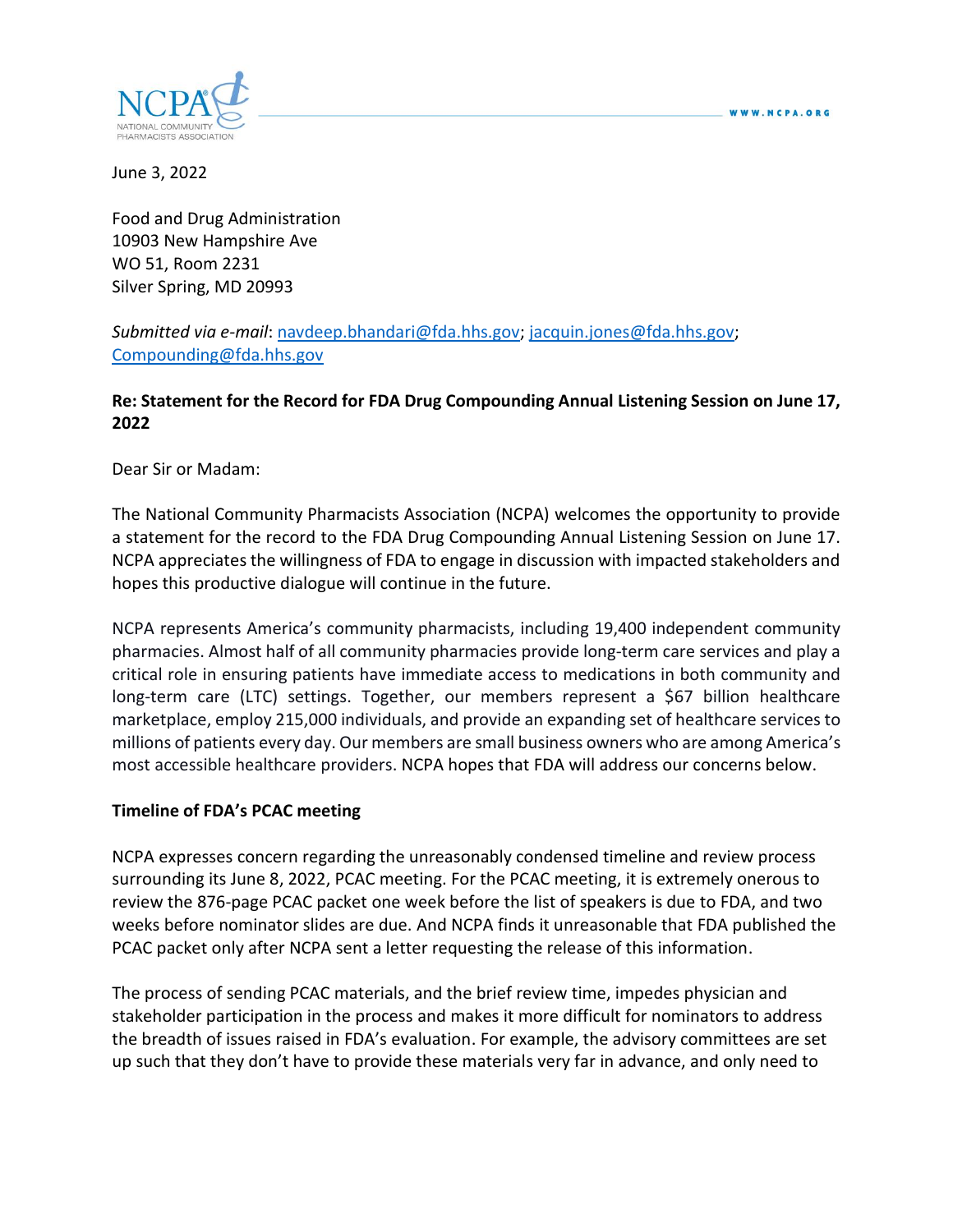June 3, 2022

Food and Drug Administration
10903 New Hampshire Ave
WO 51, Room 2231
Silver Spring, MD 20993

*Submitted via e-mail*: navdeep.bhandari@fda.hhs.gov; jacquin.jones@fda.hhs.gov; Compounding@fda.hhs.gov

**Re: Statement for the Record for FDA Drug Compounding Annual Listening Session on June 17, 2022**

Dear Sir or Madam:

The National Community Pharmacists Association (NCPA) welcomes the opportunity to provide a statement for the record to the FDA Drug Compounding Annual Listening Session on June 17. NCPA appreciates the willingness of FDA to engage in discussion with impacted stakeholders and hopes this productive dialogue will continue in the future.

NCPA represents America's community pharmacists, including 19,400 independent community pharmacies. Almost half of all community pharmacies provide long-term care services and play a critical role in ensuring patients have immediate access to medications in both community and long-term care (LTC) settings. Together, our members represent a $67 billion healthcare marketplace, employ 215,000 individuals, and provide an expanding set of healthcare services to millions of patients every day. Our members are small business owners who are among America's most accessible healthcare providers. NCPA hopes that FDA will address our concerns below.

**Timeline of FDA's PCAC meeting**

NCPA expresses concern regarding the unreasonably condensed timeline and review process surrounding its June 8, 2022, PCAC meeting. For the PCAC meeting, it is extremely onerous to review the 876-page PCAC packet one week before the list of speakers is due to FDA, and two weeks before nominator slides are due. And NCPA finds it unreasonable that FDA published the PCAC packet only after NCPA sent a letter requesting the release of this information.

The process of sending PCAC materials, and the brief review time, impedes physician and stakeholder participation in the process and makes it more difficult for nominators to address the breadth of issues raised in FDA's evaluation. For example, the advisory committees are set up such that they don't have to provide these materials very far in advance, and only need to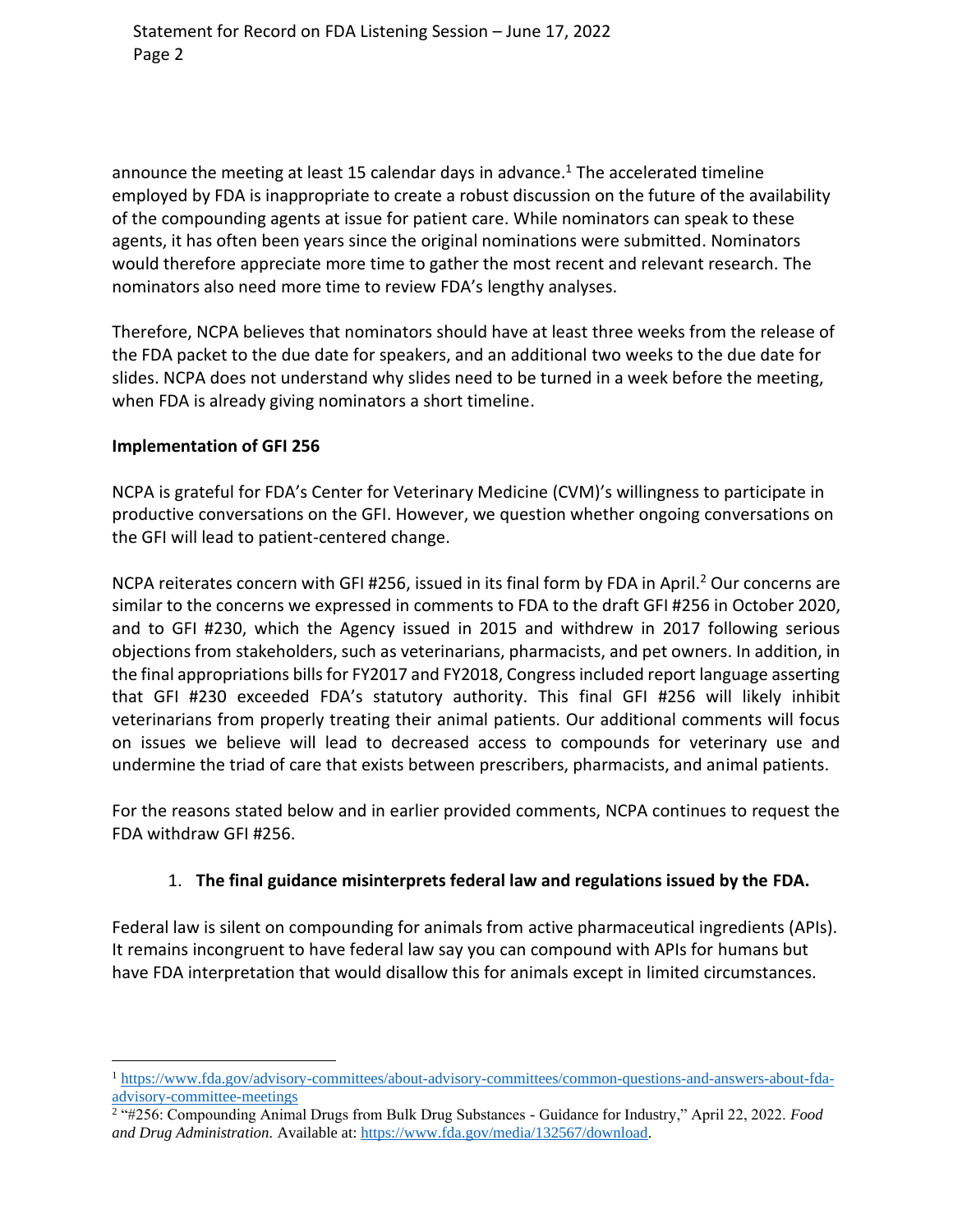announce the meeting at least 15 calendar days in advance.[1] The accelerated timeline employed by FDA is inappropriate to create a robust discussion on the future of the availability of the compounding agents at issue for patient care. While nominators can speak to these agents, it has often been years since the original nominations were submitted. Nominators would therefore appreciate more time to gather the most recent and relevant research. The nominators also need more time to review FDA's lengthy analyses.

Therefore, NCPA believes that nominators should have at least three weeks from the release of the FDA packet to the due date for speakers, and an additional two weeks to the due date for slides. NCPA does not understand why slides need to be turned in a week before the meeting, when FDA is already giving nominators a short timeline.

**Implementation of GFI 256**

NCPA is grateful for FDA's Center for Veterinary Medicine (CVM)'s willingness to participate in productive conversations on the GFI. However, we question whether ongoing conversations on the GFI will lead to patient-centered change.

NCPA reiterates concern with GFI #256, issued in its final form by FDA in April.[2] Our concerns are similar to the concerns we expressed in comments to FDA to the draft GFI #256 in October 2020, and to GFI #230, which the Agency issued in 2015 and withdrew in 2017 following serious objections from stakeholders, such as veterinarians, pharmacists, and pet owners. In addition, in the final appropriations bills for FY2017 and FY2018, Congress included report language asserting that GFI #230 exceeded FDA's statutory authority. This final GFI #256 will likely inhibit veterinarians from properly treating their animal patients. Our additional comments will focus on issues we believe will lead to decreased access to compounds for veterinary use and undermine the triad of care that exists between prescribers, pharmacists, and animal patients.

For the reasons stated below and in earlier provided comments, NCPA continues to request the FDA withdraw GFI #256.

1. **The final guidance misinterprets federal law and regulations issued by the FDA.**

Federal law is silent on compounding for animals from active pharmaceutical ingredients (APIs). It remains incongruent to have federal law say you can compound with APIs for humans but have FDA interpretation that would disallow this for animals except in limited circumstances.

---

[1] https://www.fda.gov/advisory-committees/about-advisory-committees/common-questions-and-answers-about-fda-advisory-committee-meetings

[2] "#256: Compounding Animal Drugs from Bulk Drug Substances - Guidance for Industry," April 22, 2022. *Food and Drug Administration.* Available at: https://www.fda.gov/media/132567/download.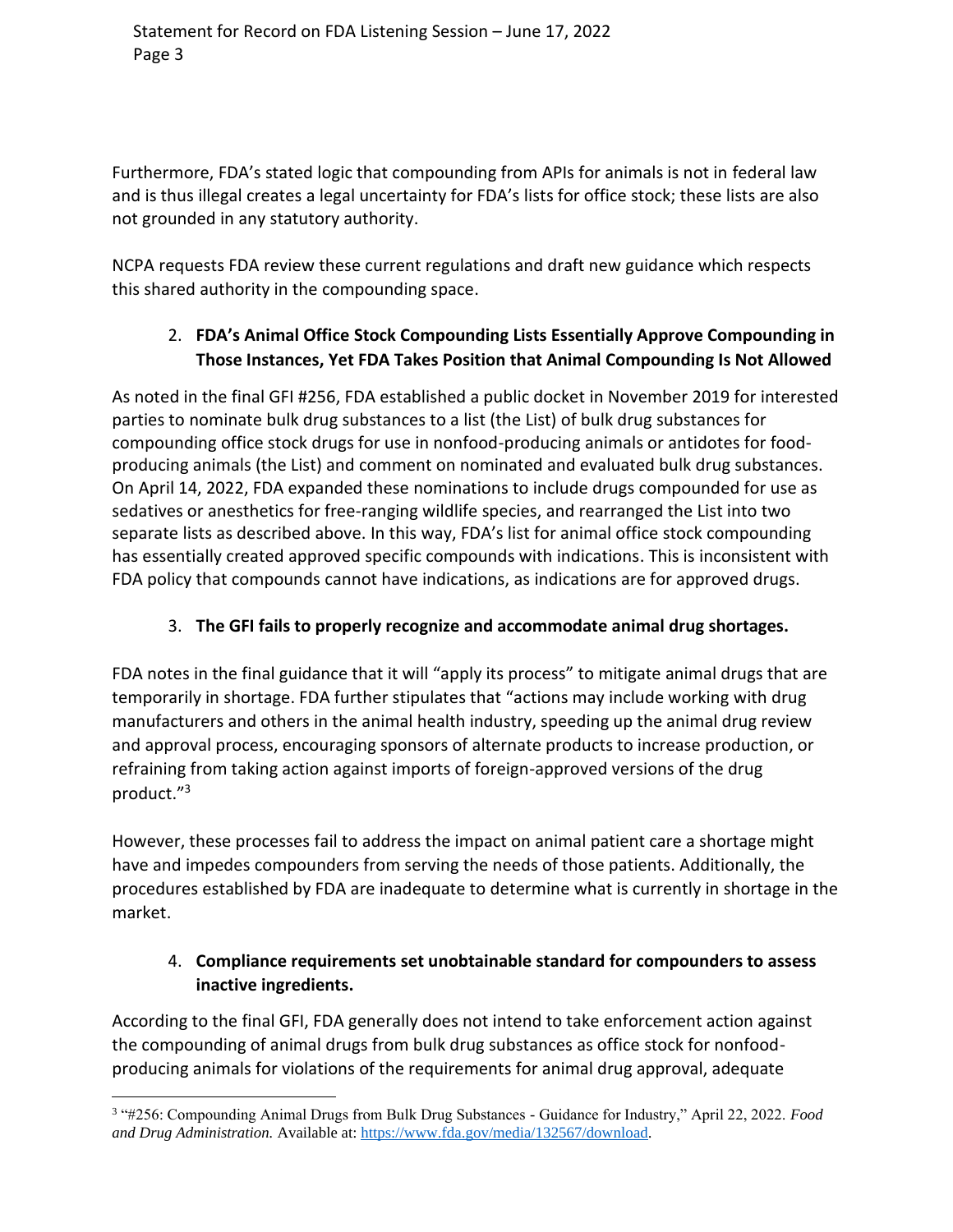Furthermore, FDA's stated logic that compounding from APIs for animals is not in federal law and is thus illegal creates a legal uncertainty for FDA's lists for office stock; these lists are also not grounded in any statutory authority.

NCPA requests FDA review these current regulations and draft new guidance which respects this shared authority in the compounding space.

2. **FDA's Animal Office Stock Compounding Lists Essentially Approve Compounding in Those Instances, Yet FDA Takes Position that Animal Compounding Is Not Allowed**

As noted in the final GFI #256, FDA established a public docket in November 2019 for interested parties to nominate bulk drug substances to a list (the List) of bulk drug substances for compounding office stock drugs for use in nonfood-producing animals or antidotes for food-producing animals (the List) and comment on nominated and evaluated bulk drug substances. On April 14, 2022, FDA expanded these nominations to include drugs compounded for use as sedatives or anesthetics for free-ranging wildlife species, and rearranged the List into two separate lists as described above. In this way, FDA's list for animal office stock compounding has essentially created approved specific compounds with indications. This is inconsistent with FDA policy that compounds cannot have indications, as indications are for approved drugs.

3. **The GFI fails to properly recognize and accommodate animal drug shortages.**

FDA notes in the final guidance that it will "apply its process" to mitigate animal drugs that are temporarily in shortage. FDA further stipulates that "actions may include working with drug manufacturers and others in the animal health industry, speeding up the animal drug review and approval process, encouraging sponsors of alternate products to increase production, or refraining from taking action against imports of foreign-approved versions of the drug product."[3]

However, these processes fail to address the impact on animal patient care a shortage might have and impedes compounders from serving the needs of those patients. Additionally, the procedures established by FDA are inadequate to determine what is currently in shortage in the market.

4. **Compliance requirements set unobtainable standard for compounders to assess inactive ingredients.**

According to the final GFI, FDA generally does not intend to take enforcement action against the compounding of animal drugs from bulk drug substances as office stock for nonfood-producing animals for violations of the requirements for animal drug approval, adequate

---

[3] "#256: Compounding Animal Drugs from Bulk Drug Substances - Guidance for Industry," April 22, 2022. *Food and Drug Administration.* Available at: https://www.fda.gov/media/132567/download.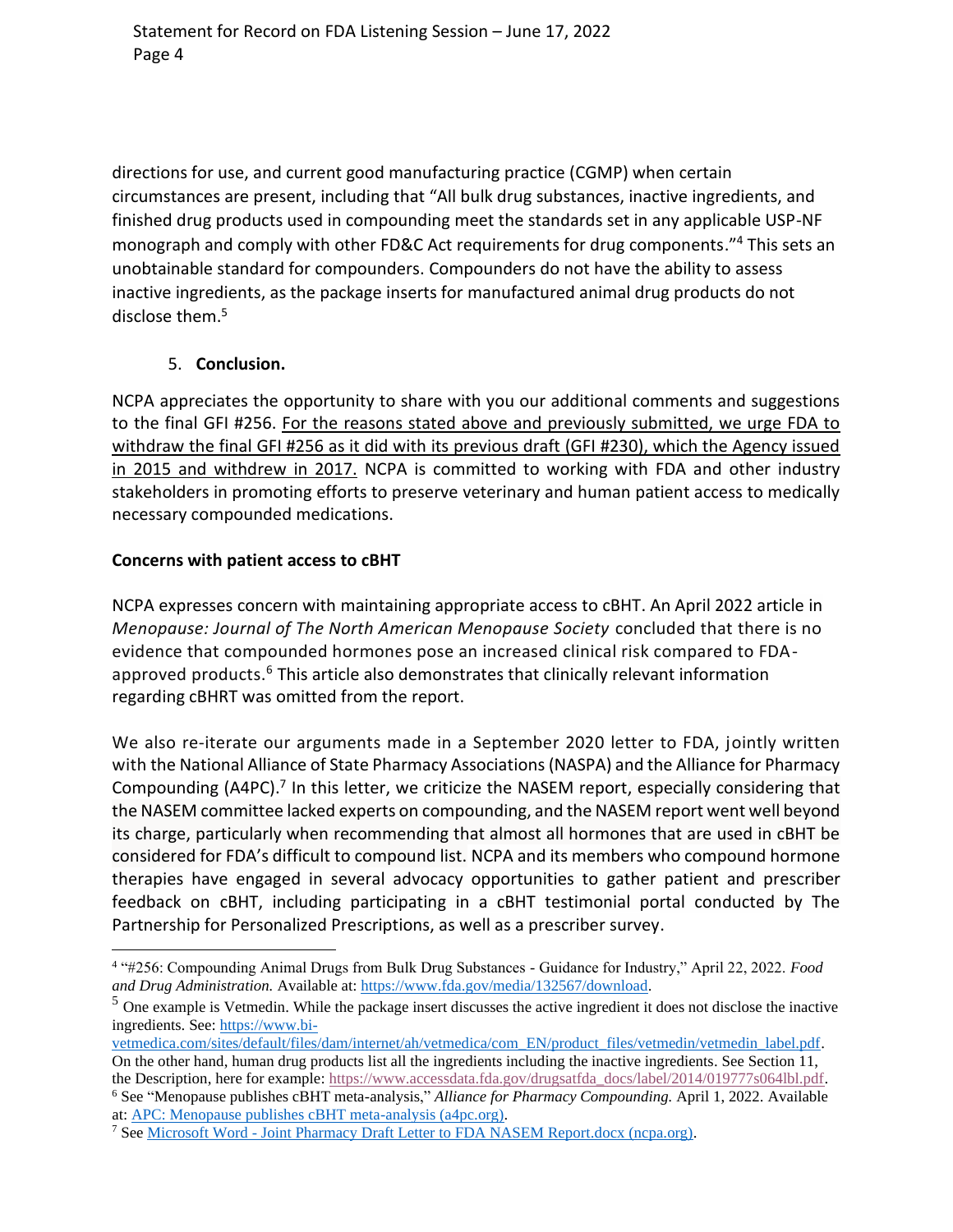directions for use, and current good manufacturing practice (CGMP) when certain circumstances are present, including that "All bulk drug substances, inactive ingredients, and finished drug products used in compounding meet the standards set in any applicable USP-NF monograph and comply with other FD&C Act requirements for drug components."[4] This sets an unobtainable standard for compounders. Compounders do not have the ability to assess inactive ingredients, as the package inserts for manufactured animal drug products do not disclose them.[5]

5. **Conclusion.**

NCPA appreciates the opportunity to share with you our additional comments and suggestions to the final GFI #256. For the reasons stated above and previously submitted, we urge FDA to withdraw the final GFI #256 as it did with its previous draft (GFI #230), which the Agency issued in 2015 and withdrew in 2017. NCPA is committed to working with FDA and other industry stakeholders in promoting efforts to preserve veterinary and human patient access to medically necessary compounded medications.

**Concerns with patient access to cBHT**

NCPA expresses concern with maintaining appropriate access to cBHT. An April 2022 article in *Menopause: Journal of The North American Menopause Society* concluded that there is no evidence that compounded hormones pose an increased clinical risk compared to FDA-approved products.[6] This article also demonstrates that clinically relevant information regarding cBHRT was omitted from the report.

We also re-iterate our arguments made in a September 2020 letter to FDA, jointly written with the National Alliance of State Pharmacy Associations (NASPA) and the Alliance for Pharmacy Compounding (A4PC).[7] In this letter, we criticize the NASEM report, especially considering that the NASEM committee lacked experts on compounding, and the NASEM report went well beyond its charge, particularly when recommending that almost all hormones that are used in cBHT be considered for FDA's difficult to compound list. NCPA and its members who compound hormone therapies have engaged in several advocacy opportunities to gather patient and prescriber feedback on cBHT, including participating in a cBHT testimonial portal conducted by The Partnership for Personalized Prescriptions, as well as a prescriber survey.

---

[4] "#256: Compounding Animal Drugs from Bulk Drug Substances - Guidance for Industry," April 22, 2022. *Food and Drug Administration.* Available at: https://www.fda.gov/media/132567/download.

[5] One example is Vetmedin. While the package insert discusses the active ingredient it does not disclose the inactive ingredients. See: https://www.bi-vetmedica.com/sites/default/files/dam/internet/ah/vetmedica/com_EN/product_files/vetmedin/vetmedin_label.pdf. On the other hand, human drug products list all the ingredients including the inactive ingredients. See Section 11, the Description, here for example: https://www.accessdata.fda.gov/drugsatfda_docs/label/2014/019777s064lbl.pdf.

[6] See "Menopause publishes cBHT meta-analysis," *Alliance for Pharmacy Compounding.* April 1, 2022. Available at: APC: Menopause publishes cBHT meta-analysis (a4pc.org).

[7] See Microsoft Word - Joint Pharmacy Draft Letter to FDA NASEM Report.docx (ncpa.org).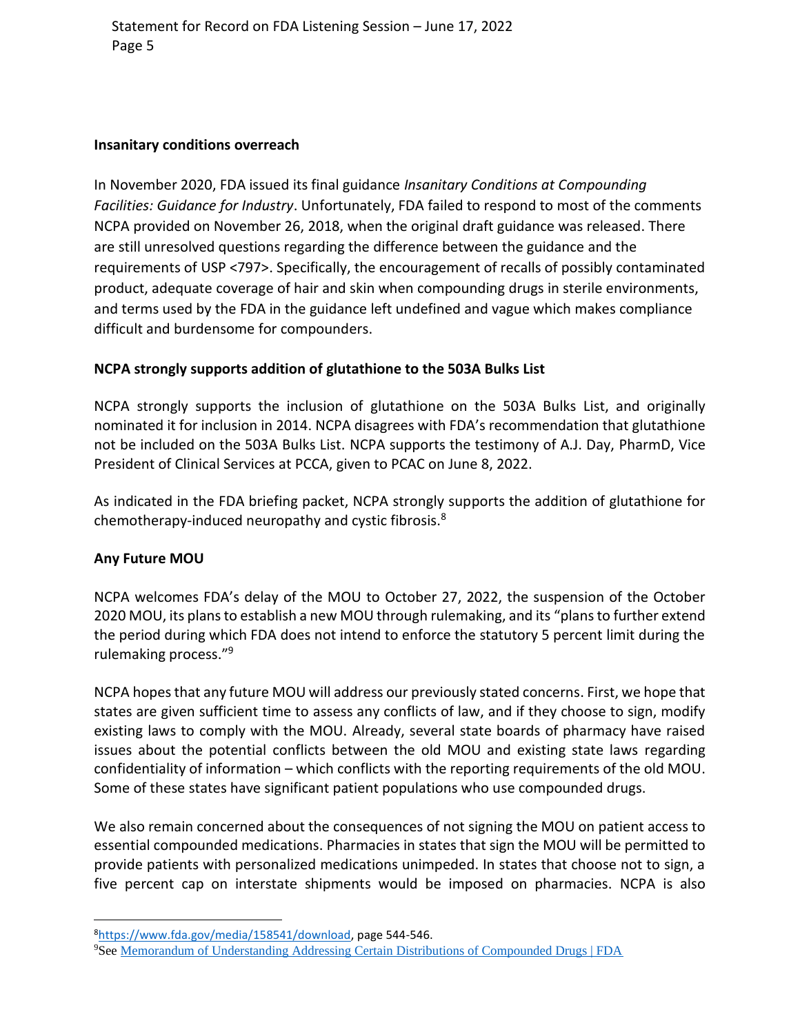**Insanitary conditions overreach**

In November 2020, FDA issued its final guidance *Insanitary Conditions at Compounding Facilities: Guidance for Industry*. Unfortunately, FDA failed to respond to most of the comments NCPA provided on November 26, 2018, when the original draft guidance was released. There are still unresolved questions regarding the difference between the guidance and the requirements of USP <797>. Specifically, the encouragement of recalls of possibly contaminated product, adequate coverage of hair and skin when compounding drugs in sterile environments, and terms used by the FDA in the guidance left undefined and vague which makes compliance difficult and burdensome for compounders.

**NCPA strongly supports addition of glutathione to the 503A Bulks List**

NCPA strongly supports the inclusion of glutathione on the 503A Bulks List, and originally nominated it for inclusion in 2014. NCPA disagrees with FDA's recommendation that glutathione not be included on the 503A Bulks List. NCPA supports the testimony of A.J. Day, PharmD, Vice President of Clinical Services at PCCA, given to PCAC on June 8, 2022.

As indicated in the FDA briefing packet, NCPA strongly supports the addition of glutathione for chemotherapy-induced neuropathy and cystic fibrosis.[8]

**Any Future MOU**

NCPA welcomes FDA's delay of the MOU to October 27, 2022, the suspension of the October 2020 MOU, its plans to establish a new MOU through rulemaking, and its "plans to further extend the period during which FDA does not intend to enforce the statutory 5 percent limit during the rulemaking process."[9]

NCPA hopes that any future MOU will address our previously stated concerns. First, we hope that states are given sufficient time to assess any conflicts of law, and if they choose to sign, modify existing laws to comply with the MOU. Already, several state boards of pharmacy have raised issues about the potential conflicts between the old MOU and existing state laws regarding confidentiality of information – which conflicts with the reporting requirements of the old MOU. Some of these states have significant patient populations who use compounded drugs.

We also remain concerned about the consequences of not signing the MOU on patient access to essential compounded medications. Pharmacies in states that sign the MOU will be permitted to provide patients with personalized medications unimpeded. In states that choose not to sign, a five percent cap on interstate shipments would be imposed on pharmacies. NCPA is also

---

[8] https://www.fda.gov/media/158541/download, page 544-546.

[9] See Memorandum of Understanding Addressing Certain Distributions of Compounded Drugs | FDA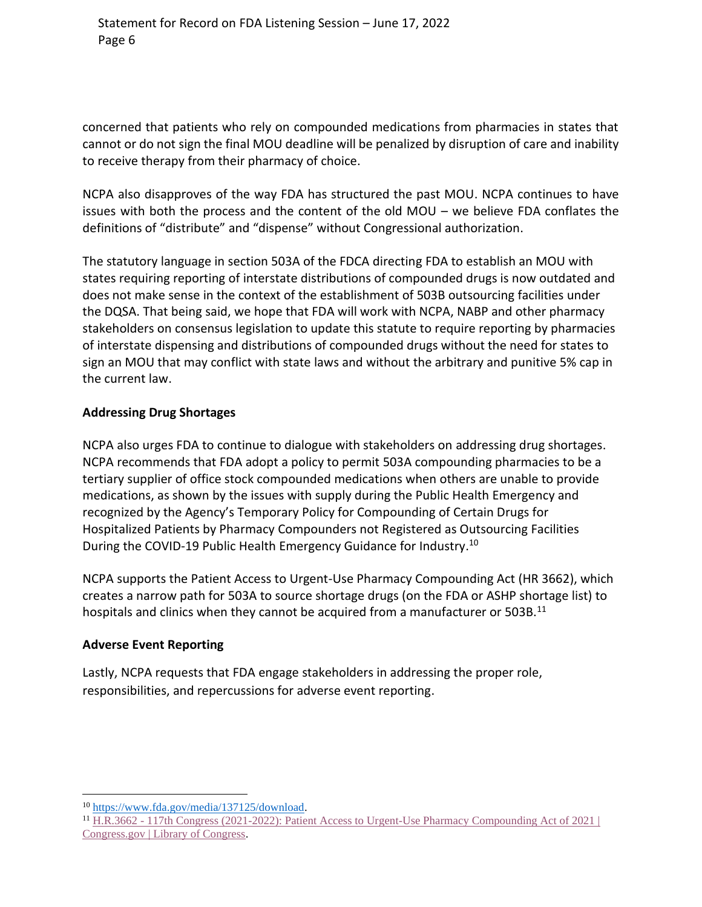concerned that patients who rely on compounded medications from pharmacies in states that cannot or do not sign the final MOU deadline will be penalized by disruption of care and inability to receive therapy from their pharmacy of choice.

NCPA also disapproves of the way FDA has structured the past MOU. NCPA continues to have issues with both the process and the content of the old MOU – we believe FDA conflates the definitions of "distribute" and "dispense" without Congressional authorization.

The statutory language in section 503A of the FDCA directing FDA to establish an MOU with states requiring reporting of interstate distributions of compounded drugs is now outdated and does not make sense in the context of the establishment of 503B outsourcing facilities under the DQSA. That being said, we hope that FDA will work with NCPA, NABP and other pharmacy stakeholders on consensus legislation to update this statute to require reporting by pharmacies of interstate dispensing and distributions of compounded drugs without the need for states to sign an MOU that may conflict with state laws and without the arbitrary and punitive 5% cap in the current law.

**Addressing Drug Shortages**

NCPA also urges FDA to continue to dialogue with stakeholders on addressing drug shortages. NCPA recommends that FDA adopt a policy to permit 503A compounding pharmacies to be a tertiary supplier of office stock compounded medications when others are unable to provide medications, as shown by the issues with supply during the Public Health Emergency and recognized by the Agency's Temporary Policy for Compounding of Certain Drugs for Hospitalized Patients by Pharmacy Compounders not Registered as Outsourcing Facilities During the COVID-19 Public Health Emergency Guidance for Industry.[10]

NCPA supports the Patient Access to Urgent-Use Pharmacy Compounding Act (HR 3662), which creates a narrow path for 503A to source shortage drugs (on the FDA or ASHP shortage list) to hospitals and clinics when they cannot be acquired from a manufacturer or 503B.[11]

**Adverse Event Reporting**

Lastly, NCPA requests that FDA engage stakeholders in addressing the proper role, responsibilities, and repercussions for adverse event reporting.

---

[10] https://www.fda.gov/media/137125/download.

[11] H.R.3662 - 117th Congress (2021-2022): Patient Access to Urgent-Use Pharmacy Compounding Act of 2021 | Congress.gov | Library of Congress.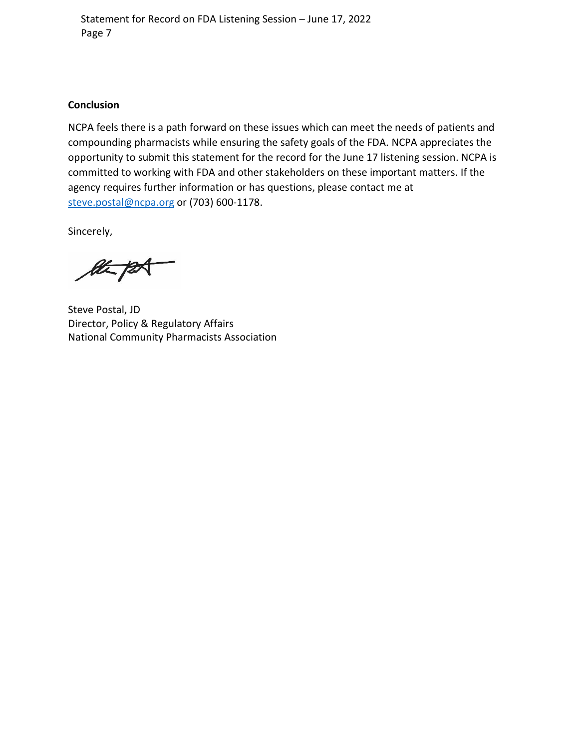**Conclusion**

NCPA feels there is a path forward on these issues which can meet the needs of patients and compounding pharmacists while ensuring the safety goals of the FDA. NCPA appreciates the opportunity to submit this statement for the record for the June 17 listening session. NCPA is committed to working with FDA and other stakeholders on these important matters. If the agency requires further information or has questions, please contact me at steve.postal@ncpa.org or (703) 600-1178.

Sincerely,

Steve Postal, JD
Director, Policy & Regulatory Affairs
National Community Pharmacists Association